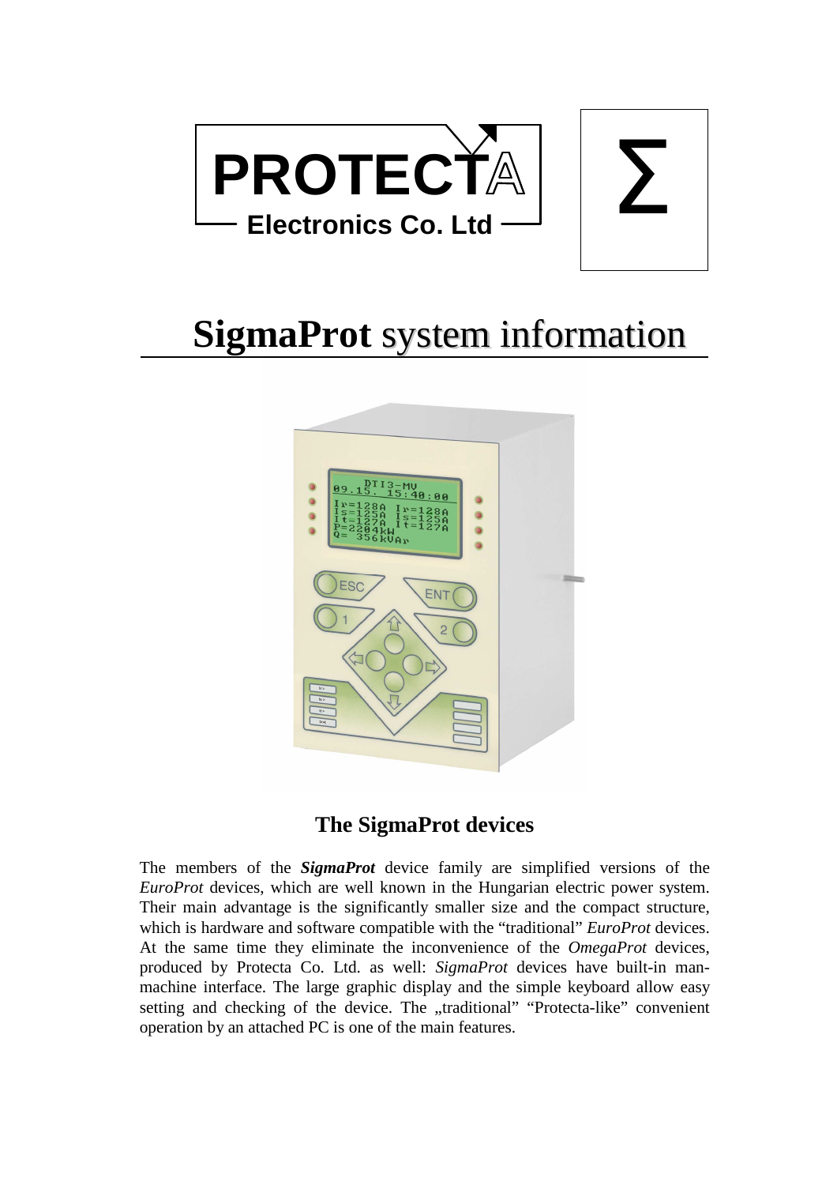PROTECTA Electronics Co. Ltd

Σ

# **SigmaProt** system information

## The SigmaProt devices

The members of the ***SigmaProt*** device family are simplified versions of the *EuroProt* devices, which are well known in the Hungarian electric power system. Their main advantage is the significantly smaller size and the compact structure, which is hardware and software compatible with the "traditional" *EuroProt* devices. At the same time they eliminate the inconvenience of the *OmegaProt* devices, produced by Protecta Co. Ltd. as well: *SigmaProt* devices have built-in man-machine interface. The large graphic display and the simple keyboard allow easy setting and checking of the device. The „traditional" "Protecta-like" convenient operation by an attached PC is one of the main features.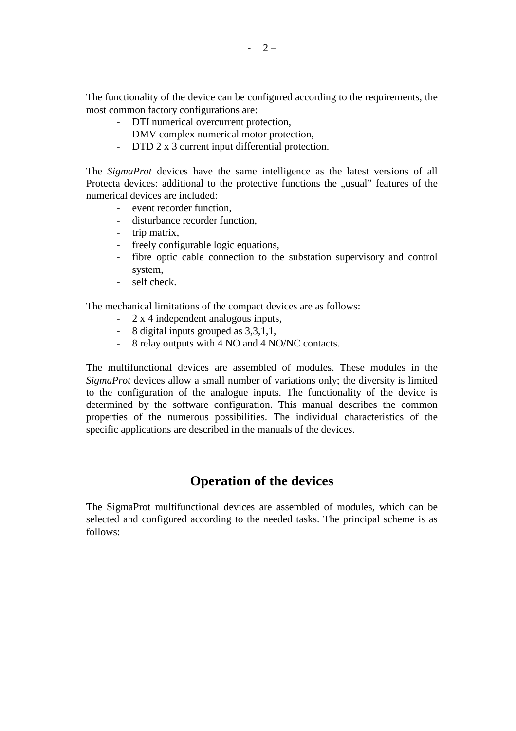The functionality of the device can be configured according to the requirements, the most common factory configurations are:

- DTI numerical overcurrent protection,
- DMV complex numerical motor protection,
- DTD 2 x 3 current input differential protection.

The *SigmaProt* devices have the same intelligence as the latest versions of all Protecta devices: additional to the protective functions the „usual” features of the numerical devices are included:

- event recorder function,
- disturbance recorder function,
- trip matrix,
- freely configurable logic equations,
- fibre optic cable connection to the substation supervisory and control system,
- self check.

The mechanical limitations of the compact devices are as follows:

- 2 x 4 independent analogous inputs,
- 8 digital inputs grouped as 3,3,1,1,
- 8 relay outputs with 4 NO and 4 NO/NC contacts.

The multifunctional devices are assembled of modules. These modules in the *SigmaProt* devices allow a small number of variations only; the diversity is limited to the configuration of the analogue inputs. The functionality of the device is determined by the software configuration. This manual describes the common properties of the numerous possibilities. The individual characteristics of the specific applications are described in the manuals of the devices.

## Operation of the devices

The SigmaProt multifunctional devices are assembled of modules, which can be selected and configured according to the needed tasks. The principal scheme is as follows: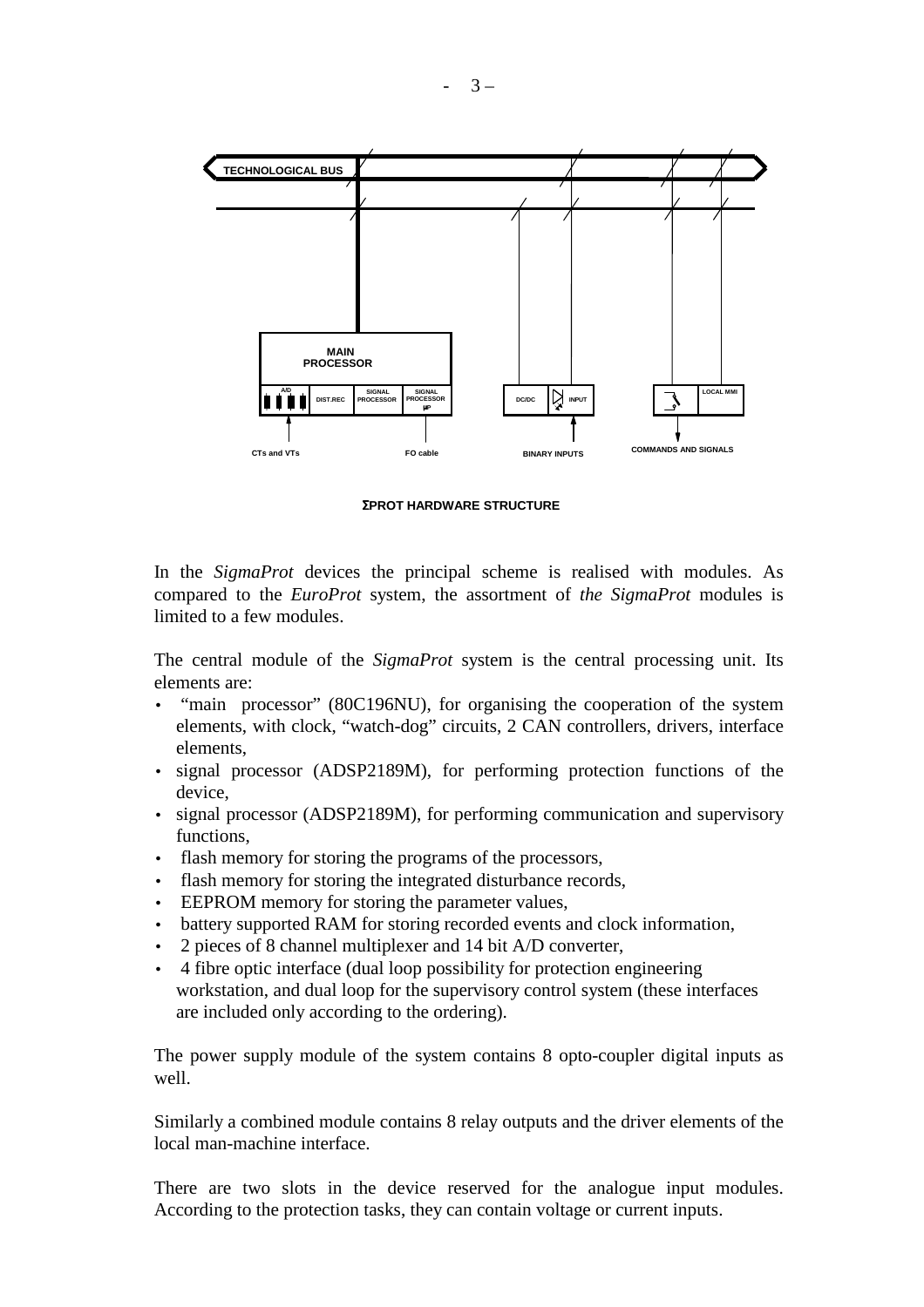ΣPROT HARDWARE STRUCTURE

In the *SigmaProt* devices the principal scheme is realised with modules. As compared to the *EuroProt* system, the assortment of *the SigmaProt* modules is limited to a few modules.

The central module of the *SigmaProt* system is the central processing unit. Its elements are:

- "main processor" (80C196NU), for organising the cooperation of the system elements, with clock, "watch-dog" circuits, 2 CAN controllers, drivers, interface elements,
- signal processor (ADSP2189M), for performing protection functions of the device,
- signal processor (ADSP2189M), for performing communication and supervisory functions,
- flash memory for storing the programs of the processors,
- flash memory for storing the integrated disturbance records,
- EEPROM memory for storing the parameter values,
- battery supported RAM for storing recorded events and clock information,
- 2 pieces of 8 channel multiplexer and 14 bit A/D converter,
- 4 fibre optic interface (dual loop possibility for protection engineering workstation, and dual loop for the supervisory control system (these interfaces are included only according to the ordering).

The power supply module of the system contains 8 opto-coupler digital inputs as well.

Similarly a combined module contains 8 relay outputs and the driver elements of the local man-machine interface.

There are two slots in the device reserved for the analogue input modules. According to the protection tasks, they can contain voltage or current inputs.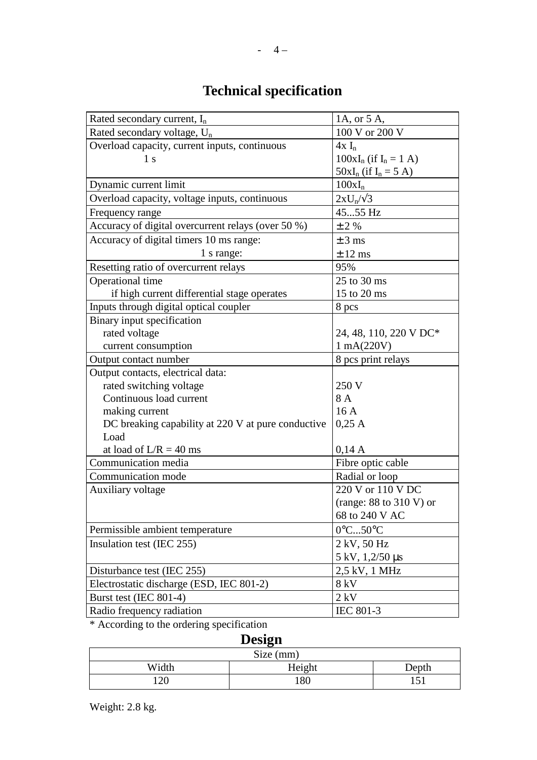# Technical specification

| | |
|---|---|
| Rated secondary current, $I_n$ | 1A, or 5 A, |
| Rated secondary voltage, $U_n$ | 100 V or 200 V |
| Overload capacity, current inputs, continuous<br>1 s | $4x\ I_n$<br>$100xI_n$ (if $I_n = 1$ A)<br>$50xI_n$ (if $I_n = 5$ A) |
| Dynamic current limit | $100xI_n$ |
| Overload capacity, voltage inputs, continuous | $2xU_n/\sqrt{3}$ |
| Frequency range | 45...55 Hz |
| Accuracy of digital overcurrent relays (over 50 %) | ± 2 % |
| Accuracy of digital timers 10 ms range:<br>1 s range: | ± 3 ms<br>± 12 ms |
| Resetting ratio of overcurrent relays | 95% |
| Operational time<br>if high current differential stage operates | 25 to 30 ms<br>15 to 20 ms |
| Inputs through digital optical coupler | 8 pcs |
| Binary input specification<br>rated voltage<br>current consumption | <br>24, 48, 110, 220 V DC*<br>1 mA(220V) |
| Output contact number | 8 pcs print relays |
| Output contacts, electrical data:<br>rated switching voltage<br>Continuous load current<br>making current<br>DC breaking capability at 220 V at pure conductive Load<br>at load of L/R = 40 ms | <br>250 V<br>8 A<br>16 A<br>0,25 A<br><br>0,14 A |
| Communication media | Fibre optic cable |
| Communication mode | Radial or loop |
| Auxiliary voltage | 220 V or 110 V DC<br>(range: 88 to 310 V) or<br>68 to 240 V AC |
| Permissible ambient temperature | 0°C...50°C |
| Insulation test (IEC 255) | 2 kV, 50 Hz<br>5 kV, 1,2/50 µs |
| Disturbance test (IEC 255) | 2,5 kV, 1 MHz |
| Electrostatic discharge (ESD, IEC 801-2) | 8 kV |
| Burst test (IEC 801-4) | 2 kV |
| Radio frequency radiation | IEC 801-3 |

* According to the ordering specification

# Design

| Size (mm) | | |
|---|---|---|
| Width | Height | Depth |
| 120 | 180 | 151 |

Weight: 2.8 kg.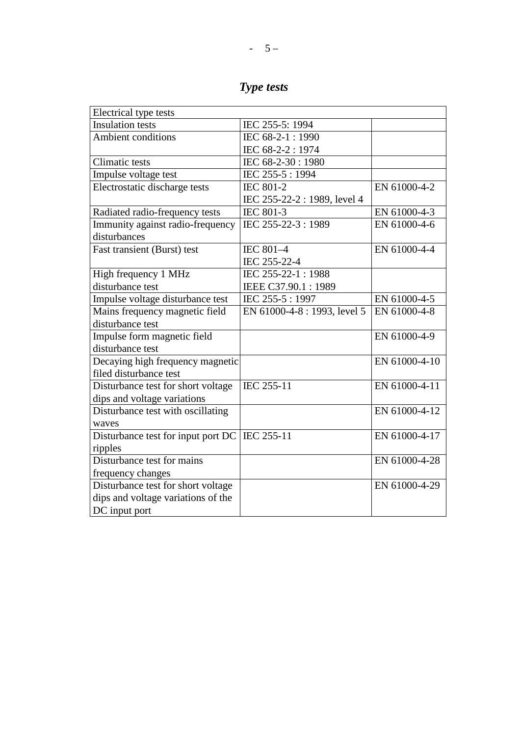## *Type tests*

| Electrical type tests | | |
|---|---|---|
| Insulation tests | IEC 255-5: 1994 | |
| Ambient conditions | IEC 68-2-1 : 1990<br>IEC 68-2-2 : 1974 | |
| Climatic tests | IEC 68-2-30 : 1980 | |
| Impulse voltage test | IEC 255-5 : 1994 | |
| Electrostatic discharge tests | IEC 801-2<br>IEC 255-22-2 : 1989, level 4 | EN 61000-4-2 |
| Radiated radio-frequency tests | IEC 801-3 | EN 61000-4-3 |
| Immunity against radio-frequency disturbances | IEC 255-22-3 : 1989 | EN 61000-4-6 |
| Fast transient (Burst) test | IEC 801–4<br>IEC 255-22-4 | EN 61000-4-4 |
| High frequency 1 MHz disturbance test | IEC 255-22-1 : 1988<br>IEEE C37.90.1 : 1989 | |
| Impulse voltage disturbance test | IEC 255-5 : 1997 | EN 61000-4-5 |
| Mains frequency magnetic field disturbance test | EN 61000-4-8 : 1993, level 5 | EN 61000-4-8 |
| Impulse form magnetic field disturbance test | | EN 61000-4-9 |
| Decaying high frequency magnetic filed disturbance test | | EN 61000-4-10 |
| Disturbance test for short voltage dips and voltage variations | IEC 255-11 | EN 61000-4-11 |
| Disturbance test with oscillating waves | | EN 61000-4-12 |
| Disturbance test for input port DC ripples | IEC 255-11 | EN 61000-4-17 |
| Disturbance test for mains frequency changes | | EN 61000-4-28 |
| Disturbance test for short voltage dips and voltage variations of the DC input port | | EN 61000-4-29 |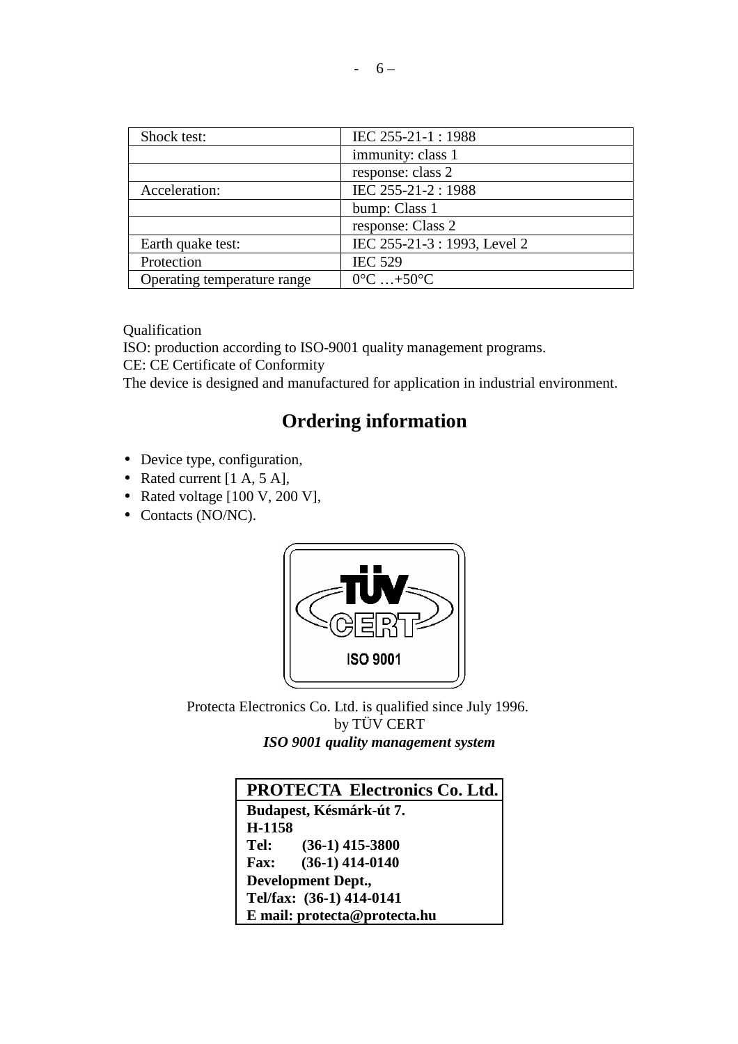| | |
|---|---|
| Shock test: | IEC 255-21-1 : 1988 |
| | immunity: class 1 |
| | response: class 2 |
| Acceleration: | IEC 255-21-2 : 1988 |
| | bump: Class 1 |
| | response: Class 2 |
| Earth quake test: | IEC 255-21-3 : 1993, Level 2 |
| Protection | IEC 529 |
| Operating temperature range | 0°C …+50°C |

Qualification
ISO: production according to ISO-9001 quality management programs.
CE: CE Certificate of Conformity
The device is designed and manufactured for application in industrial environment.

## Ordering information

- Device type, configuration,
- Rated current [1 A, 5 A],
- Rated voltage [100 V, 200 V],
- Contacts (NO/NC).

TÜV CERT
ISO 9001

Protecta Electronics Co. Ltd. is qualified since July 1996.
by TÜV CERT
***ISO 9001 quality management system***

**PROTECTA Electronics Co. Ltd.**
**Budapest, Késmárk-út 7.**
**H-1158**
**Tel: (36-1) 415-3800**
**Fax: (36-1) 414-0140**
**Development Dept.,**
**Tel/fax: (36-1) 414-0141**
**E mail: protecta@protecta.hu**